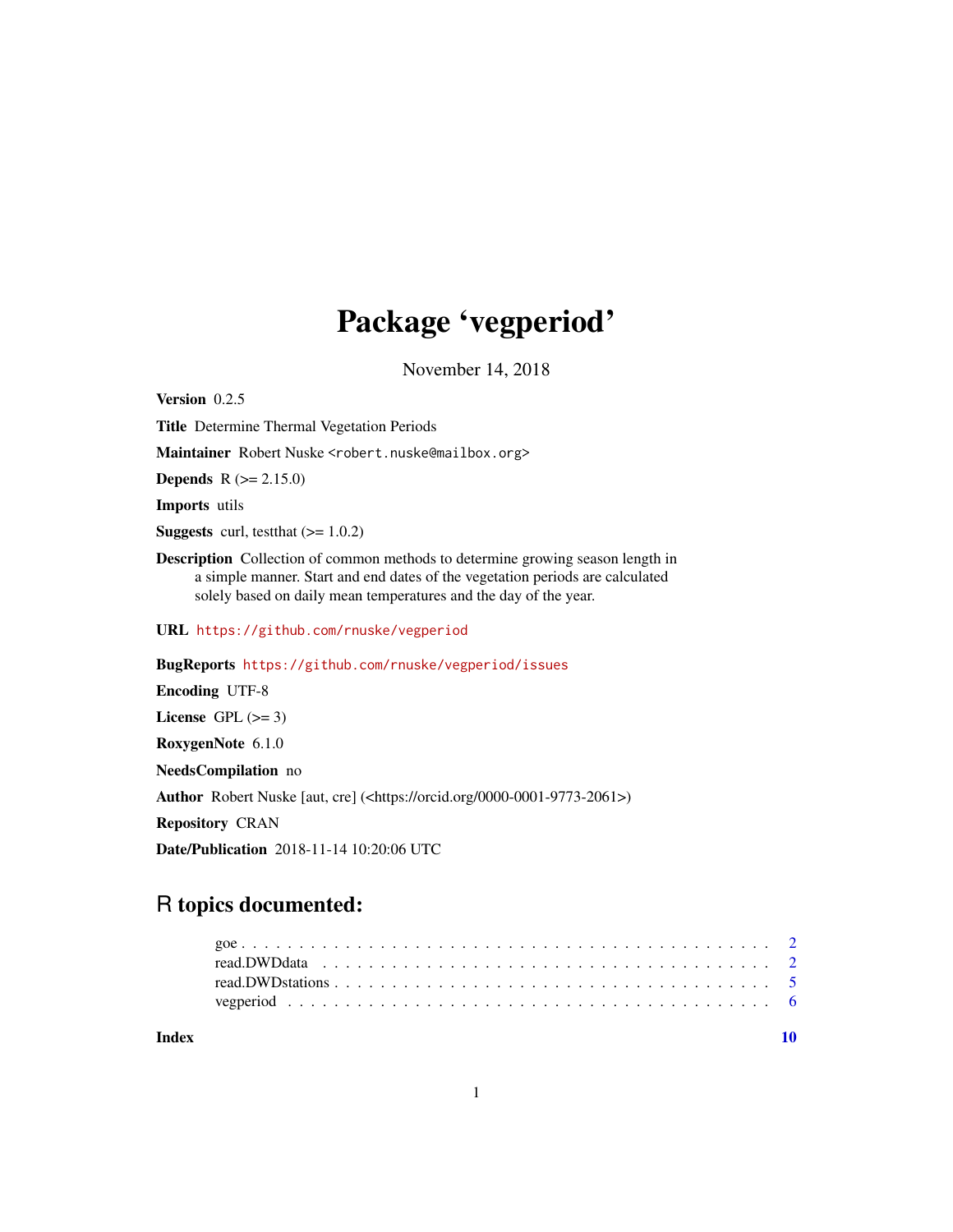# Package 'vegperiod'

November 14, 2018

**Version** 0.2.5

**Title** Determine Thermal Vegetation Periods

**Maintainer** Robert Nuske <robert.nuske@mailbox.org>

**Depends** R (>= 2.15.0)

**Imports** utils

**Suggests** curl, testthat (>= 1.0.2)

**Description** Collection of common methods to determine growing season length in a simple manner. Start and end dates of the vegetation periods are calculated solely based on daily mean temperatures and the day of the year.

**URL** https://github.com/rnuske/vegperiod

**BugReports** https://github.com/rnuske/vegperiod/issues

**Encoding** UTF-8

**License** GPL (>= 3)

**RoxygenNote** 6.1.0

**NeedsCompilation** no

**Author** Robert Nuske [aut, cre] (<https://orcid.org/0000-0001-9773-2061>)

**Repository** CRAN

**Date/Publication** 2018-11-14 10:20:06 UTC

## R topics documented:

- goe . . . . . . . . . . . . . . . . . . . . . . . . . . . . . . . . . . . . . . . . . . 2
- read.DWDdata . . . . . . . . . . . . . . . . . . . . . . . . . . . . . . . . . . . . 2
- read.DWDstations . . . . . . . . . . . . . . . . . . . . . . . . . . . . . . . . . . 5
- vegperiod . . . . . . . . . . . . . . . . . . . . . . . . . . . . . . . . . . . . . . 6

**Index** 10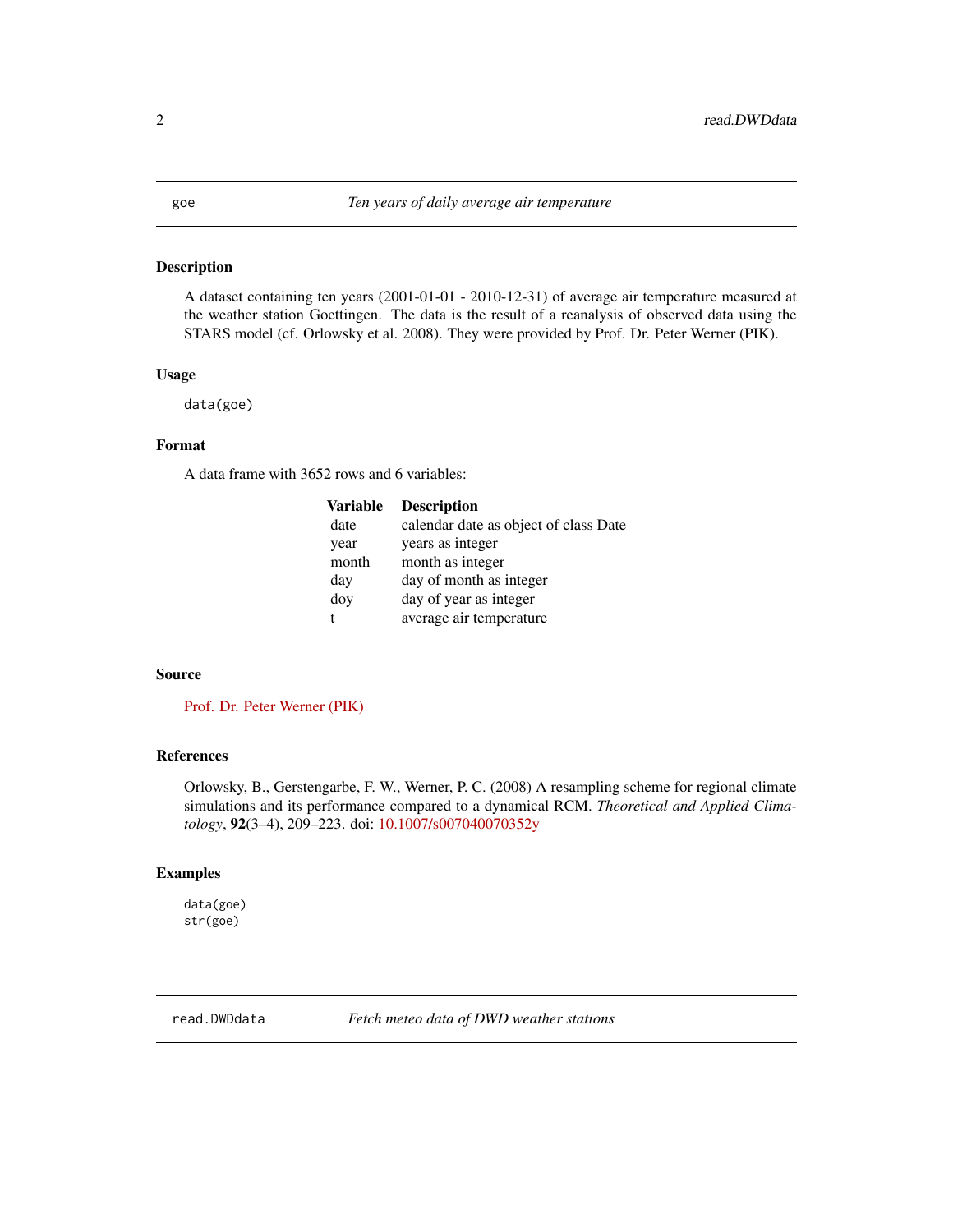## goe — *Ten years of daily average air temperature*

### Description

A dataset containing ten years (2001-01-01 - 2010-12-31) of average air temperature measured at the weather station Goettingen. The data is the result of a reanalysis of observed data using the STARS model (cf. Orlowsky et al. 2008). They were provided by Prof. Dr. Peter Werner (PIK).

### Usage

```
data(goe)
```

### Format

A data frame with 3652 rows and 6 variables:

| Variable | Description |
|---|---|
| date | calendar date as object of class Date |
| year | years as integer |
| month | month as integer |
| day | day of month as integer |
| doy | day of year as integer |
| t | average air temperature |

### Source

Prof. Dr. Peter Werner (PIK)

### References

Orlowsky, B., Gerstengarbe, F. W., Werner, P. C. (2008) A resampling scheme for regional climate simulations and its performance compared to a dynamical RCM. *Theoretical and Applied Climatology*, **92**(3–4), 209–223. doi: 10.1007/s007040070352y

### Examples

```
data(goe)
str(goe)
```

## read.DWDdata — *Fetch meteo data of DWD weather stations*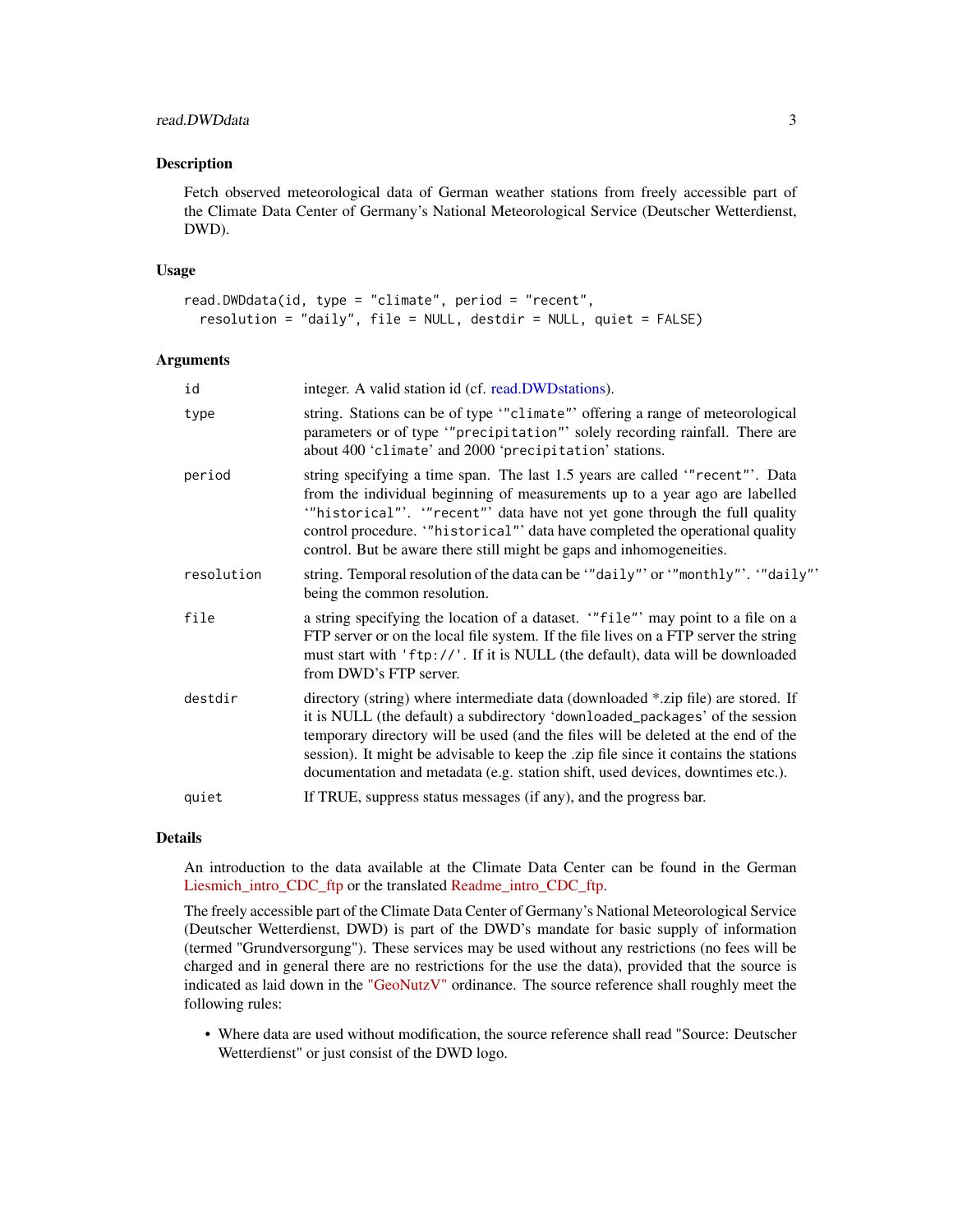## Description

Fetch observed meteorological data of German weather stations from freely accessible part of the Climate Data Center of Germany's National Meteorological Service (Deutscher Wetterdienst, DWD).

## Usage

```
read.DWDdata(id, type = "climate", period = "recent",
  resolution = "daily", file = NULL, destdir = NULL, quiet = FALSE)
```

## Arguments

| Argument | Description |
|---|---|
| `id` | integer. A valid station id (cf. read.DWDstations). |
| `type` | string. Stations can be of type '`"climate"`' offering a range of meteorological parameters or of type '`"precipitation"`' solely recording rainfall. There are about 400 '`climate`' and 2000 '`precipitation`' stations. |
| `period` | string specifying a time span. The last 1.5 years are called '`"recent"`'. Data from the individual beginning of measurements up to a year ago are labelled '`"historical"`'. '`"recent"`' data have not yet gone through the full quality control procedure. '`"historical"`' data have completed the operational quality control. But be aware there still might be gaps and inhomogeneities. |
| `resolution` | string. Temporal resolution of the data can be '`"daily"`' or '`"monthly"`'. '`"daily"`' being the common resolution. |
| `file` | a string specifying the location of a dataset. '`"file"`' may point to a file on a FTP server or on the local file system. If the file lives on a FTP server the string must start with `'ftp://'`. If it is NULL (the default), data will be downloaded from DWD's FTP server. |
| `destdir` | directory (string) where intermediate data (downloaded *.zip file) are stored. If it is NULL (the default) a subdirectory '`downloaded_packages`' of the session temporary directory will be used (and the files will be deleted at the end of the session). It might be advisable to keep the .zip file since it contains the stations documentation and metadata (e.g. station shift, used devices, downtimes etc.). |
| `quiet` | If TRUE, suppress status messages (if any), and the progress bar. |

## Details

An introduction to the data available at the Climate Data Center can be found in the German Liesmich_intro_CDC_ftp or the translated Readme_intro_CDC_ftp.

The freely accessible part of the Climate Data Center of Germany's National Meteorological Service (Deutscher Wetterdienst, DWD) is part of the DWD's mandate for basic supply of information (termed "Grundversorgung"). These services may be used without any restrictions (no fees will be charged and in general there are no restrictions for the use the data), provided that the source is indicated as laid down in the "GeoNutzV" ordinance. The source reference shall roughly meet the following rules:

- Where data are used without modification, the source reference shall read "Source: Deutscher Wetterdienst" or just consist of the DWD logo.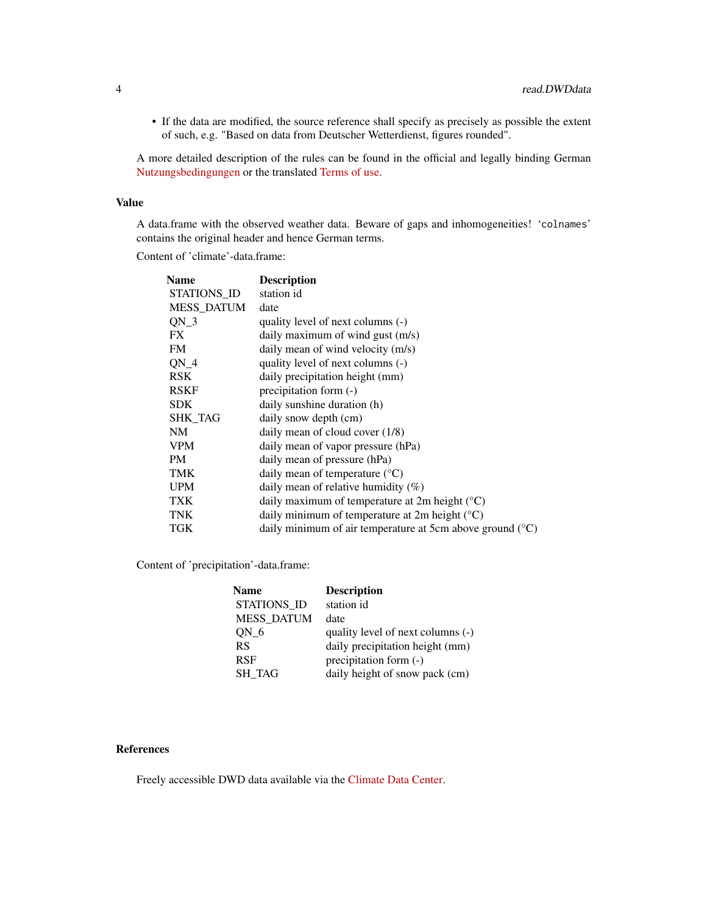- If the data are modified, the source reference shall specify as precisely as possible the extent of such, e.g. "Based on data from Deutscher Wetterdienst, figures rounded".

A more detailed description of the rules can be found in the official and legally binding German Nutzungsbedingungen or the translated Terms of use.

## Value

A data.frame with the observed weather data. Beware of gaps and inhomogeneities! 'colnames' contains the original header and hence German terms.

Content of 'climate'-data.frame:

| Name | Description |
| --- | --- |
| STATIONS_ID | station id |
| MESS_DATUM | date |
| QN_3 | quality level of next columns (-) |
| FX | daily maximum of wind gust (m/s) |
| FM | daily mean of wind velocity (m/s) |
| QN_4 | quality level of next columns (-) |
| RSK | daily precipitation height (mm) |
| RSKF | precipitation form (-) |
| SDK | daily sunshine duration (h) |
| SHK_TAG | daily snow depth (cm) |
| NM | daily mean of cloud cover (1/8) |
| VPM | daily mean of vapor pressure (hPa) |
| PM | daily mean of pressure (hPa) |
| TMK | daily mean of temperature (°C) |
| UPM | daily mean of relative humidity (%) |
| TXK | daily maximum of temperature at 2m height (°C) |
| TNK | daily minimum of temperature at 2m height (°C) |
| TGK | daily minimum of air temperature at 5cm above ground (°C) |

Content of 'precipitation'-data.frame:

| Name | Description |
| --- | --- |
| STATIONS_ID | station id |
| MESS_DATUM | date |
| QN_6 | quality level of next columns (-) |
| RS | daily precipitation height (mm) |
| RSF | precipitation form (-) |
| SH_TAG | daily height of snow pack (cm) |

## References

Freely accessible DWD data available via the Climate Data Center.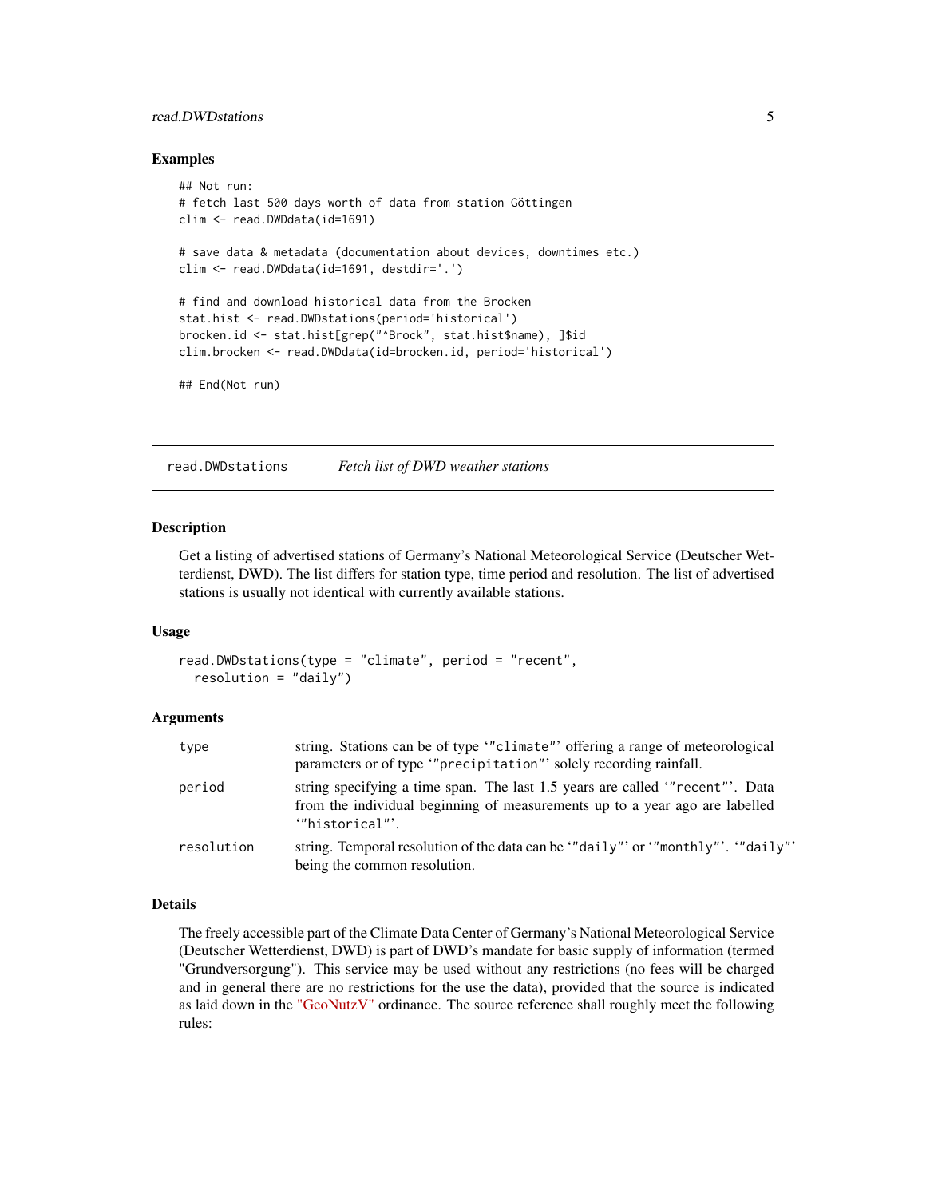### Examples

```
## Not run:
# fetch last 500 days worth of data from station Göttingen
clim <- read.DWDdata(id=1691)

# save data & metadata (documentation about devices, downtimes etc.)
clim <- read.DWDdata(id=1691, destdir='.')

# find and download historical data from the Brocken
stat.hist <- read.DWDstations(period='historical')
brocken.id <- stat.hist[grep("^Brock", stat.hist$name), ]$id
clim.brocken <- read.DWDdata(id=brocken.id, period='historical')

## End(Not run)
```

---

## read.DWDstations *Fetch list of DWD weather stations*

---

### Description

Get a listing of advertised stations of Germany's National Meteorological Service (Deutscher Wetterdienst, DWD). The list differs for station type, time period and resolution. The list of advertised stations is usually not identical with currently available stations.

### Usage

```
read.DWDstations(type = "climate", period = "recent",
  resolution = "daily")
```

### Arguments

| | |
|---|---|
| `type` | string. Stations can be of type '`"climate"`' offering a range of meteorological parameters or of type '`"precipitation"`' solely recording rainfall. |
| `period` | string specifying a time span. The last 1.5 years are called '`"recent"`'. Data from the individual beginning of measurements up to a year ago are labelled '`"historical"`'. |
| `resolution` | string. Temporal resolution of the data can be '`"daily"`' or '`"monthly"`'. '`"daily"`' being the common resolution. |

### Details

The freely accessible part of the Climate Data Center of Germany's National Meteorological Service (Deutscher Wetterdienst, DWD) is part of DWD's mandate for basic supply of information (termed "Grundversorgung"). This service may be used without any restrictions (no fees will be charged and in general there are no restrictions for the use the data), provided that the source is indicated as laid down in the "GeoNutzV" ordinance. The source reference shall roughly meet the following rules: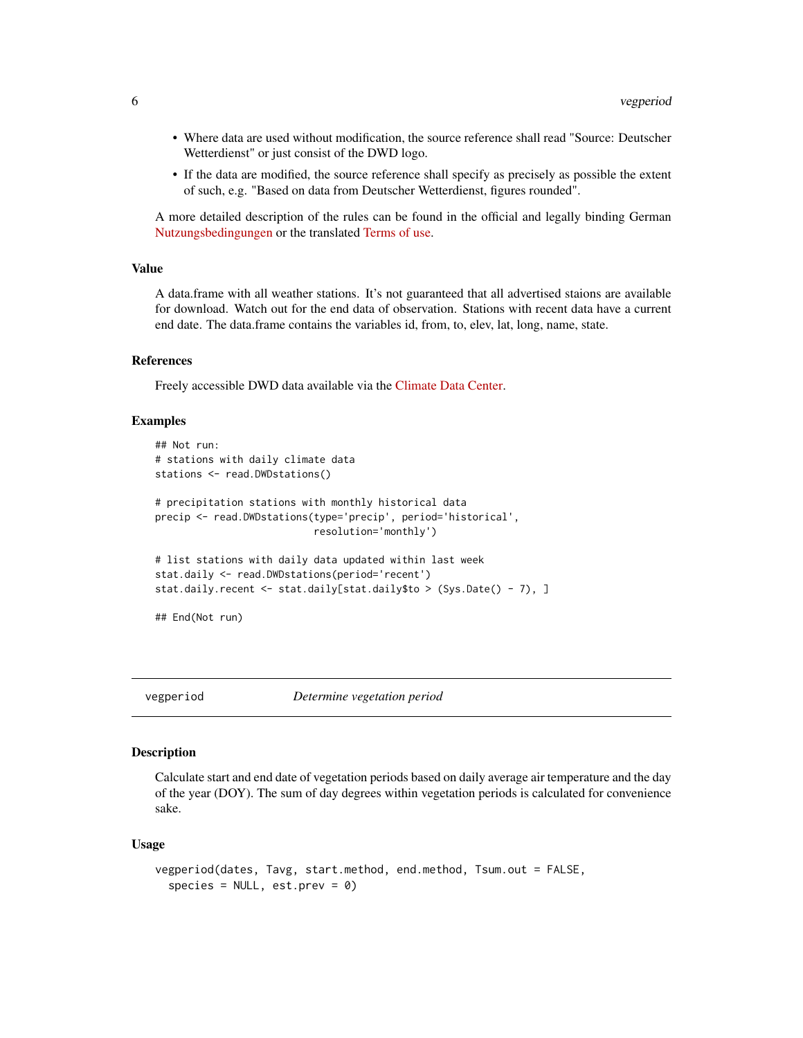- Where data are used without modification, the source reference shall read "Source: Deutscher Wetterdienst" or just consist of the DWD logo.
- If the data are modified, the source reference shall specify as precisely as possible the extent of such, e.g. "Based on data from Deutscher Wetterdienst, figures rounded".

A more detailed description of the rules can be found in the official and legally binding German Nutzungsbedingungen or the translated Terms of use.

### Value

A data.frame with all weather stations. It's not guaranteed that all advertised staions are available for download. Watch out for the end data of observation. Stations with recent data have a current end date. The data.frame contains the variables id, from, to, elev, lat, long, name, state.

### References

Freely accessible DWD data available via the Climate Data Center.

### Examples

```
## Not run:
# stations with daily climate data
stations <- read.DWDstations()

# precipitation stations with monthly historical data
precip <- read.DWDstations(type='precip', period='historical',
                           resolution='monthly')

# list stations with daily data updated within last week
stat.daily <- read.DWDstations(period='recent')
stat.daily.recent <- stat.daily[stat.daily$to > (Sys.Date() - 7), ]

## End(Not run)
```

---

## vegperiod &nbsp;&nbsp;&nbsp;&nbsp; *Determine vegetation period*

### Description

Calculate start and end date of vegetation periods based on daily average air temperature and the day of the year (DOY). The sum of day degrees within vegetation periods is calculated for convenience sake.

### Usage

```
vegperiod(dates, Tavg, start.method, end.method, Tsum.out = FALSE,
  species = NULL, est.prev = 0)
```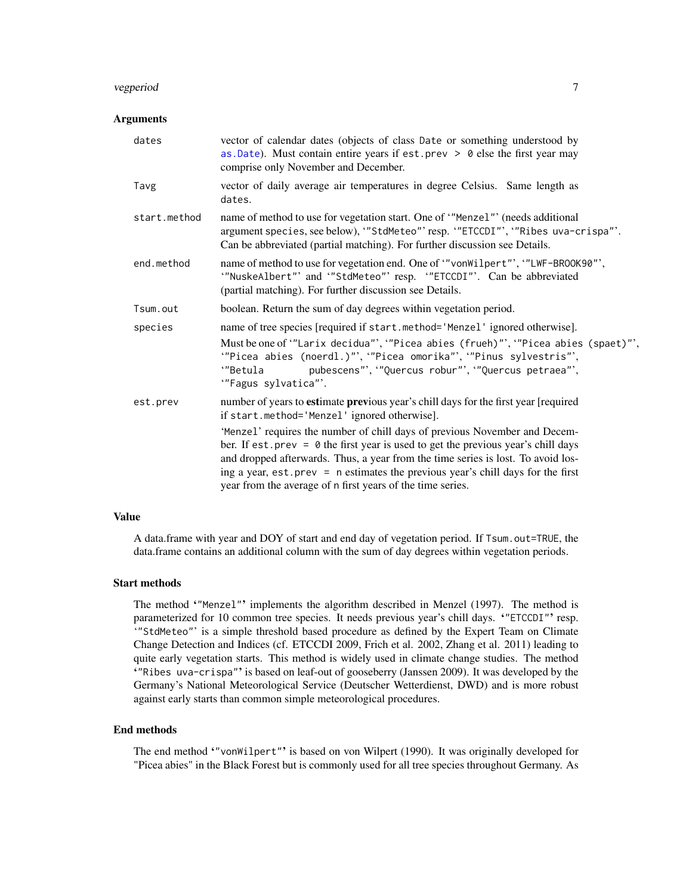### Arguments

| | |
|---|---|
| `dates` | vector of calendar dates (objects of class `Date` or something understood by `as.Date`). Must contain entire years if `est.prev > 0` else the first year may comprise only November and December. |
| `Tavg` | vector of daily average air temperatures in degree Celsius. Same length as `dates`. |
| `start.method` | name of method to use for vegetation start. One of '"Menzel"' (needs additional argument `species`, see below), '"StdMeteo"' resp. '"ETCCDI"', '"Ribes uva-crispa"'. Can be abbreviated (partial matching). For further discussion see Details. |
| `end.method` | name of method to use for vegetation end. One of '"vonWilpert"', '"LWF-BROOK90"', '"NuskeAlbert"' and '"StdMeteo"' resp. '"ETCCDI"'. Can be abbreviated (partial matching). For further discussion see Details. |
| `Tsum.out` | boolean. Return the sum of day degrees within vegetation period. |
| `species` | name of tree species [required if `start.method='Menzel'` ignored otherwise]. Must be one of '"Larix decidua"', '"Picea abies (frueh)"', '"Picea abies (spaet)"', '"Picea abies (noerdl.)"', '"Picea omorika"', '"Pinus sylvestris"', '"Betula pubescens"', '"Quercus robur"', '"Quercus petraea"', '"Fagus sylvatica"'. |
| `est.prev` | number of years to **est**imate **prev**ious year's chill days for the first year [required if `start.method='Menzel'` ignored otherwise]. 'Menzel' requires the number of chill days of previous November and December. If `est.prev = 0` the first year is used to get the previous year's chill days and dropped afterwards. Thus, a year from the time series is lost. To avoid losing a year, `est.prev = n` estimates the previous year's chill days for the first year from the average of `n` first years of the time series. |

### Value

A data.frame with year and DOY of start and end day of vegetation period. If `Tsum.out=TRUE`, the data.frame contains an additional column with the sum of day degrees within vegetation periods.

### Start methods

The method '"Menzel"' implements the algorithm described in Menzel (1997). The method is parameterized for 10 common tree species. It needs previous year's chill days. '"ETCCDI"' resp. '"StdMeteo"' is a simple threshold based procedure as defined by the Expert Team on Climate Change Detection and Indices (cf. ETCCDI 2009, Frich et al. 2002, Zhang et al. 2011) leading to quite early vegetation starts. This method is widely used in climate change studies. The method '"Ribes uva-crispa"' is based on leaf-out of gooseberry (Janssen 2009). It was developed by the Germany's National Meteorological Service (Deutscher Wetterdienst, DWD) and is more robust against early starts than common simple meteorological procedures.

### End methods

The end method '"vonWilpert"' is based on von Wilpert (1990). It was originally developed for "Picea abies" in the Black Forest but is commonly used for all tree species throughout Germany. As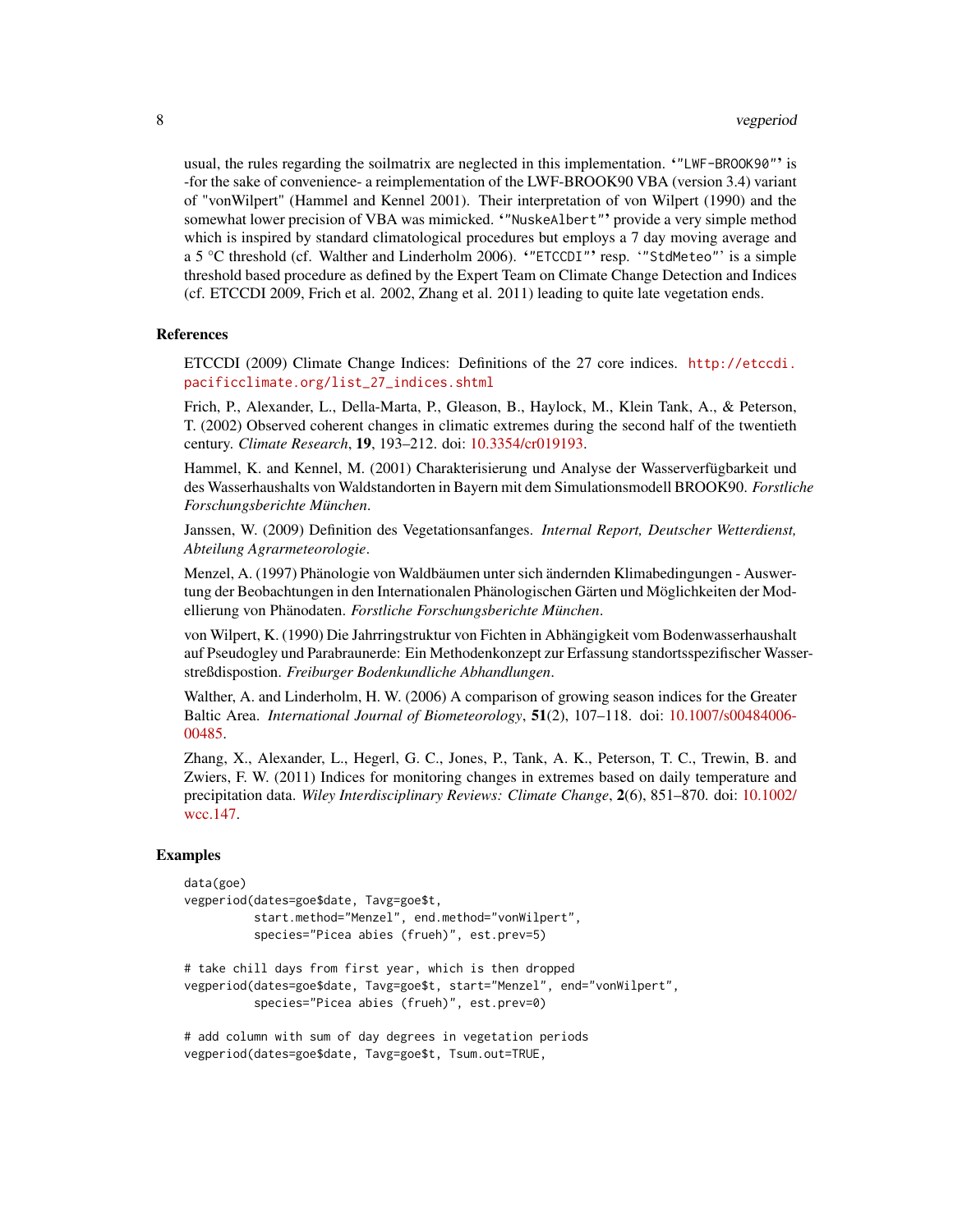usual, the rules regarding the soilmatrix are neglected in this implementation. '"LWF-BROOK90"' is -for the sake of convenience- a reimplementation of the LWF-BROOK90 VBA (version 3.4) variant of "vonWilpert" (Hammel and Kennel 2001). Their interpretation of von Wilpert (1990) and the somewhat lower precision of VBA was mimicked. '"NuskeAlbert"' provide a very simple method which is inspired by standard climatological procedures but employs a 7 day moving average and a 5 °C threshold (cf. Walther and Linderholm 2006). '"ETCCDI"' resp. '"StdMeteo"' is a simple threshold based procedure as defined by the Expert Team on Climate Change Detection and Indices (cf. ETCCDI 2009, Frich et al. 2002, Zhang et al. 2011) leading to quite late vegetation ends.

## References

ETCCDI (2009) Climate Change Indices: Definitions of the 27 core indices. http://etccdi.pacificclimate.org/list_27_indices.shtml

Frich, P., Alexander, L., Della-Marta, P., Gleason, B., Haylock, M., Klein Tank, A., & Peterson, T. (2002) Observed coherent changes in climatic extremes during the second half of the twentieth century. *Climate Research*, **19**, 193–212. doi: 10.3354/cr019193.

Hammel, K. and Kennel, M. (2001) Charakterisierung und Analyse der Wasserverfügbarkeit und des Wasserhaushalts von Waldstandorten in Bayern mit dem Simulationsmodell BROOK90. *Forstliche Forschungsberichte München*.

Janssen, W. (2009) Definition des Vegetationsanfanges. *Internal Report, Deutscher Wetterdienst, Abteilung Agrarmeteorologie*.

Menzel, A. (1997) Phänologie von Waldbäumen unter sich ändernden Klimabedingungen - Auswertung der Beobachtungen in den Internationalen Phänologischen Gärten und Möglichkeiten der Modellierung von Phänodaten. *Forstliche Forschungsberichte München*.

von Wilpert, K. (1990) Die Jahrringstruktur von Fichten in Abhängigkeit vom Bodenwasserhaushalt auf Pseudogley und Parabraunerde: Ein Methodenkonzept zur Erfassung standortsspezifischer Wasserstreßdispostion. *Freiburger Bodenkundliche Abhandlungen*.

Walther, A. and Linderholm, H. W. (2006) A comparison of growing season indices for the Greater Baltic Area. *International Journal of Biometeorology*, **51**(2), 107–118. doi: 10.1007/s00484006-00485.

Zhang, X., Alexander, L., Hegerl, G. C., Jones, P., Tank, A. K., Peterson, T. C., Trewin, B. and Zwiers, F. W. (2011) Indices for monitoring changes in extremes based on daily temperature and precipitation data. *Wiley Interdisciplinary Reviews: Climate Change*, **2**(6), 851–870. doi: 10.1002/wcc.147.

## Examples

```
data(goe)
vegperiod(dates=goe$date, Tavg=goe$t,
          start.method="Menzel", end.method="vonWilpert",
          species="Picea abies (frueh)", est.prev=5)

# take chill days from first year, which is then dropped
vegperiod(dates=goe$date, Tavg=goe$t, start="Menzel", end="vonWilpert",
          species="Picea abies (frueh)", est.prev=0)

# add column with sum of day degrees in vegetation periods
vegperiod(dates=goe$date, Tavg=goe$t, Tsum.out=TRUE,
```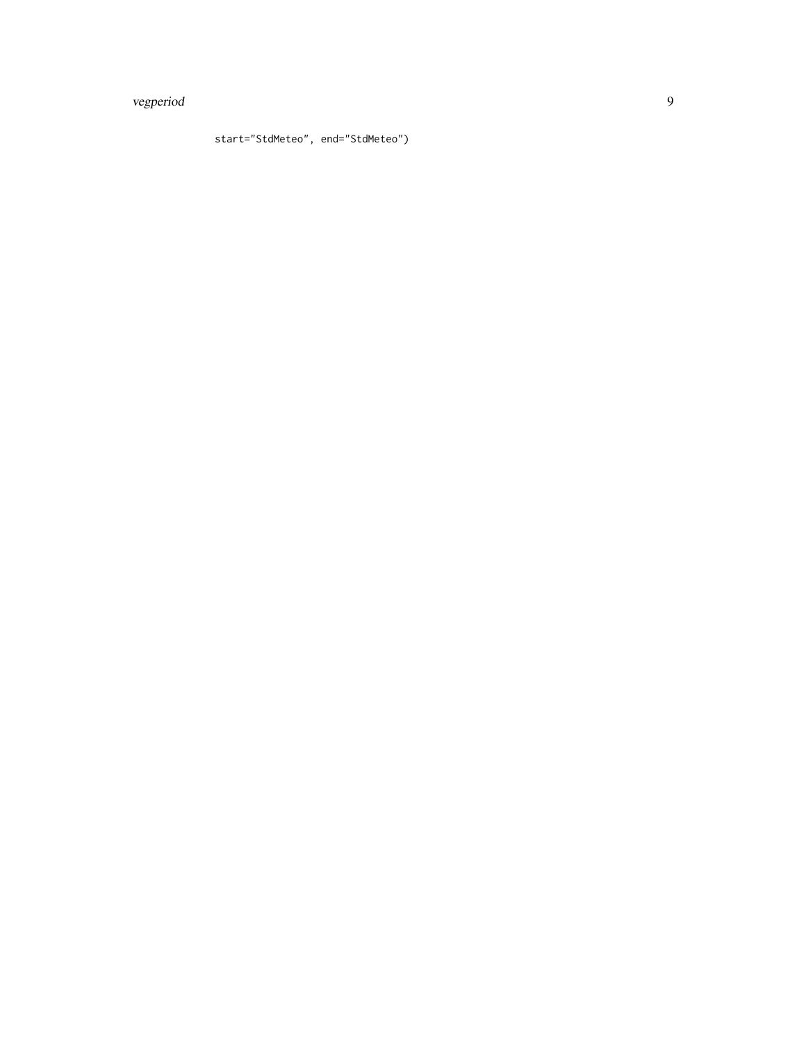```
        start="StdMeteo", end="StdMeteo")
```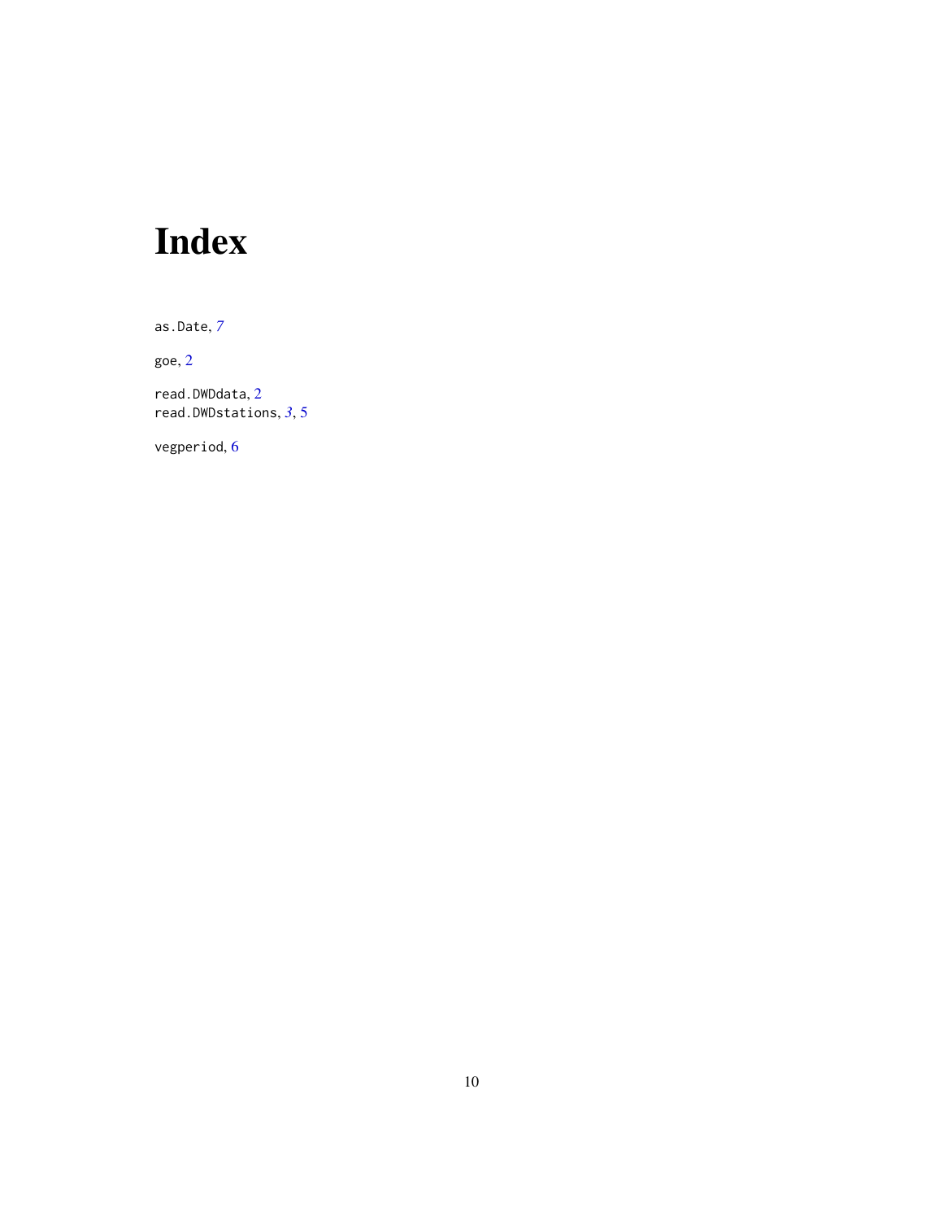# Index

as.Date, *7*

goe, 2

read.DWDdata, 2
read.DWDstations, *3*, 5

vegperiod, 6